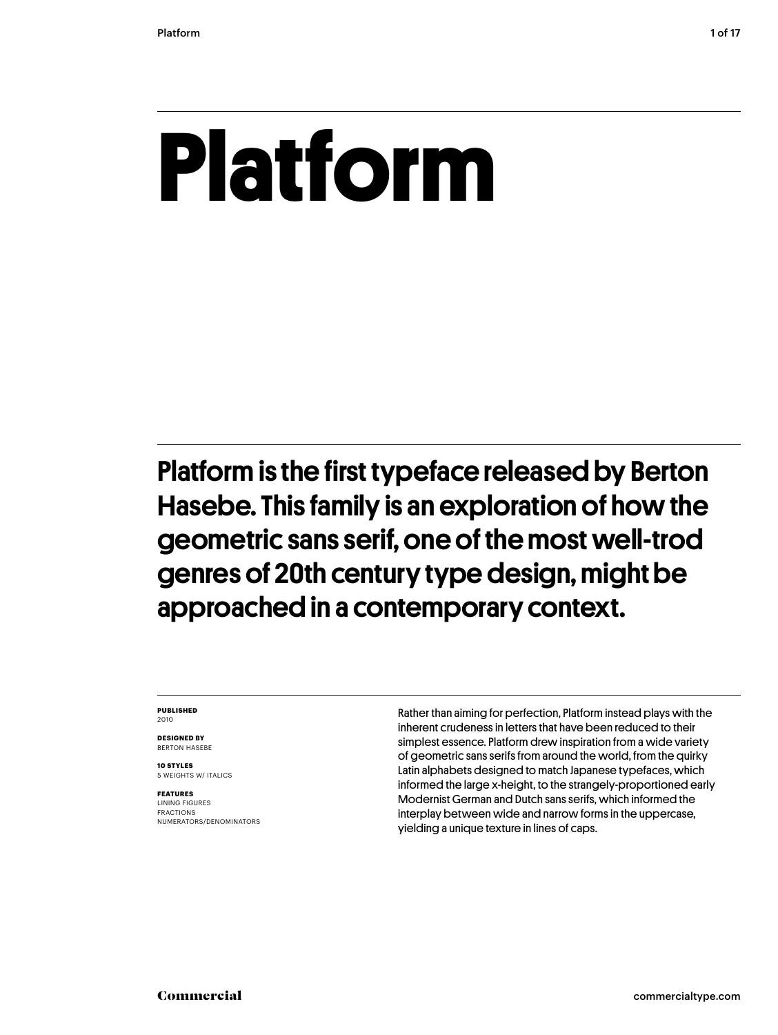# Platform

**Platform is the first typeface released by Berton Hasebe. This family is an exploration of how the geometric sans serif, one of the most well-trod genres of 20th century type design, might be approached in a contemporary context.**

**PUBLISHED**
2010

**DESIGNED BY**
BERTON HASEBE

**10 STYLES**
5 WEIGHTS W/ ITALICS

**FEATURES**
LINING FIGURES
FRACTIONS
NUMERATORS/DENOMINATORS

Rather than aiming for perfection, Platform instead plays with the inherent crudeness in letters that have been reduced to their simplest essence. Platform drew inspiration from a wide variety of geometric sans serifs from around the world, from the quirky Latin alphabets designed to match Japanese typefaces, which informed the large x-height, to the strangely-proportioned early Modernist German and Dutch sans serifs, which informed the interplay between wide and narrow forms in the uppercase, yielding a unique texture in lines of caps.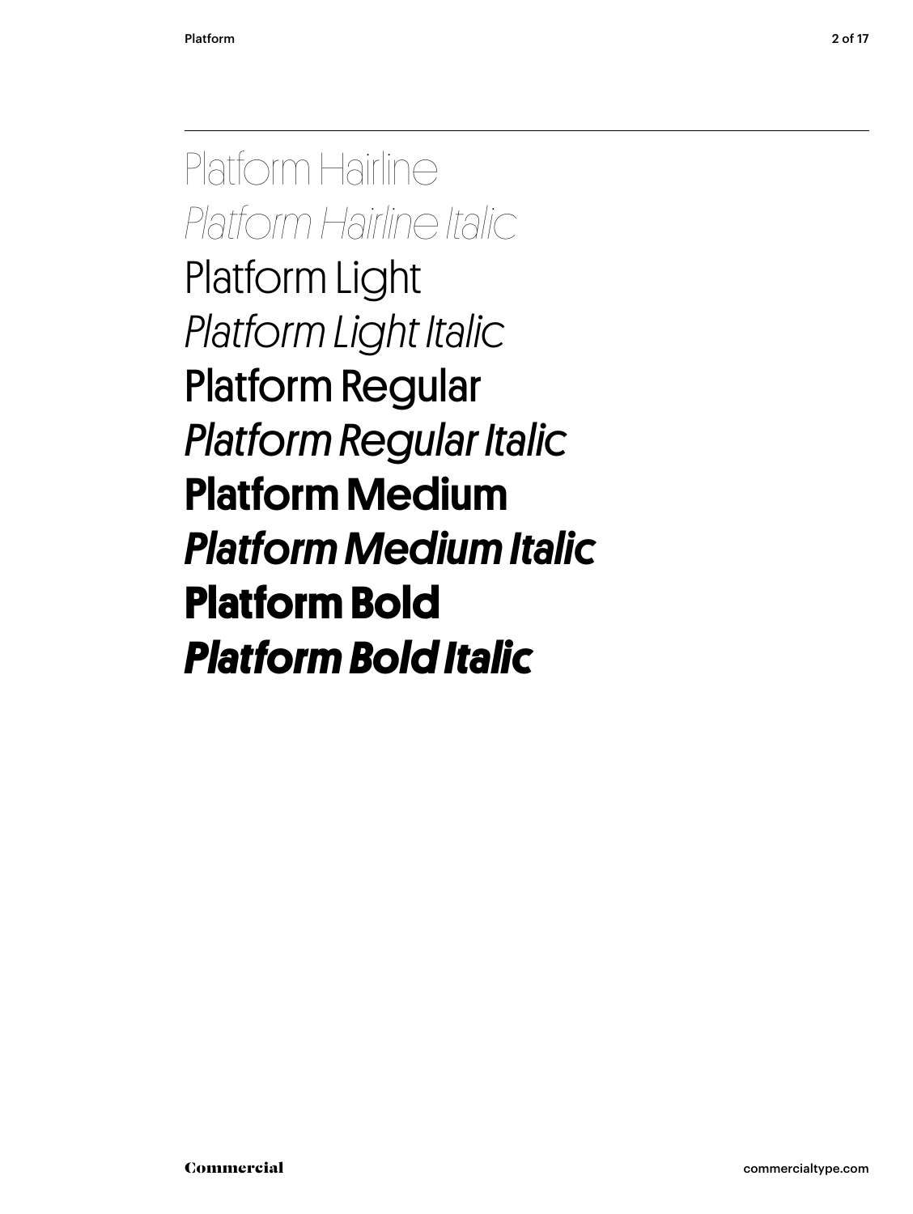Platform Hairline

*Platform Hairline Italic*

Platform Light

*Platform Light Italic*

Platform Regular

*Platform Regular Italic*

**Platform Medium**

***Platform Medium Italic***

**Platform Bold**

***Platform Bold Italic***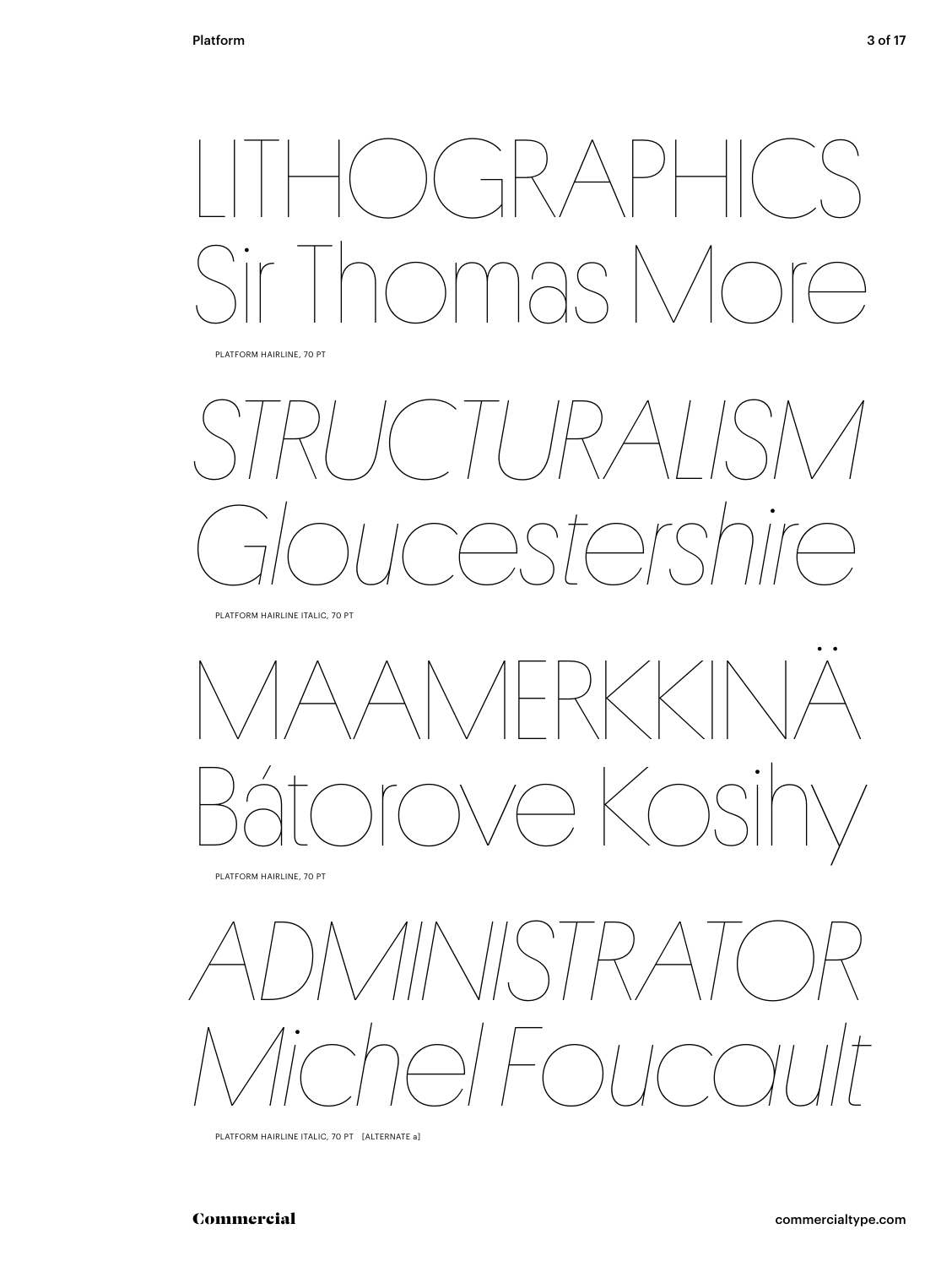LITHOGRAPHICS
Sir Thomas More

PLATFORM HAIRLINE, 70 PT

*STRUCTURALISM*
*Gloucestershire*

PLATFORM HAIRLINE ITALIC, 70 PT

MAAMERKKINÄ
Bátorove Kosihy

PLATFORM HAIRLINE, 70 PT

*ADMINISTRATOR*
*Michel Foucault*

PLATFORM HAIRLINE ITALIC, 70 PT [ALTERNATE a]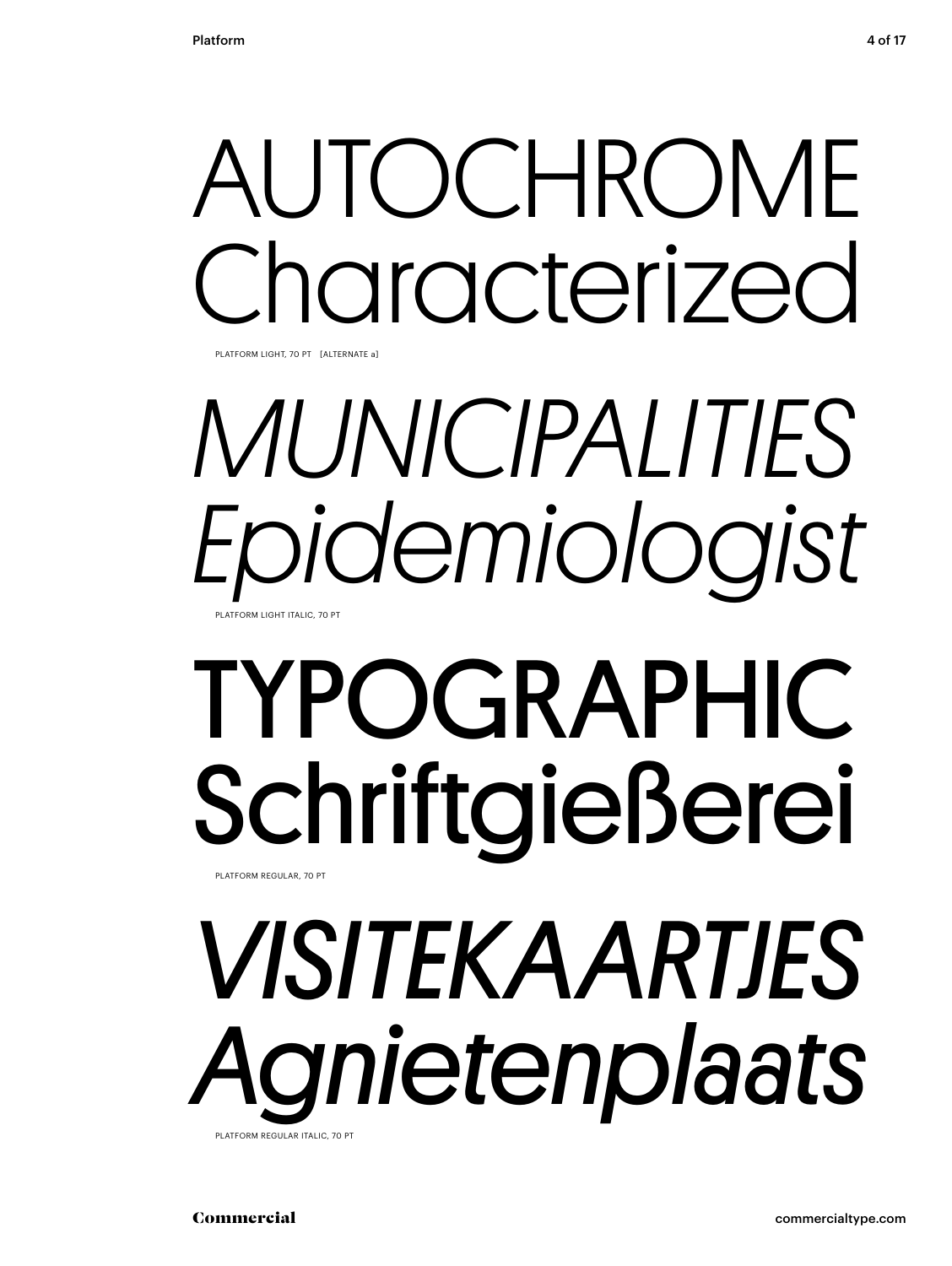AUTOCHROME
Characterized

PLATFORM LIGHT, 70 PT [ALTERNATE a]

*MUNICIPALITIES*
*Epidemiologist*

PLATFORM LIGHT ITALIC, 70 PT

TYPOGRAPHIC
Schriftgießerei

PLATFORM REGULAR, 70 PT

*VISITEKAARTJES*
*Agnietenplaats*

PLATFORM REGULAR ITALIC, 70 PT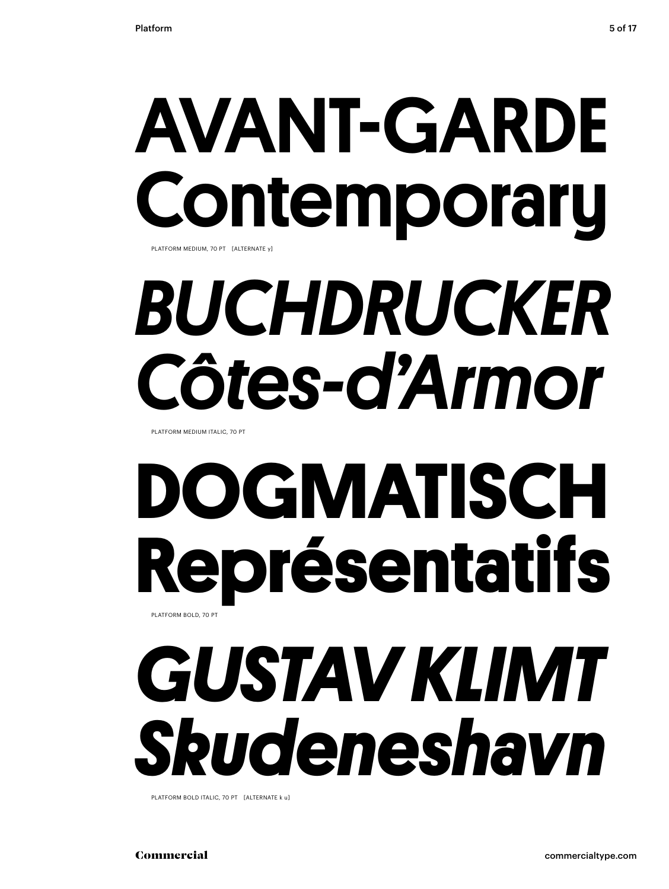# AVANT-GARDE Contemporary

PLATFORM MEDIUM, 70 PT [ALTERNATE y]

# *BUCHDRUCKER Côtes-d’Armor*

PLATFORM MEDIUM ITALIC, 70 PT

# **DOGMATISCH Représentatifs**

PLATFORM BOLD, 70 PT

# ***GUSTAV KLIMT Skudeneshavn***

PLATFORM BOLD ITALIC, 70 PT [ALTERNATE k u]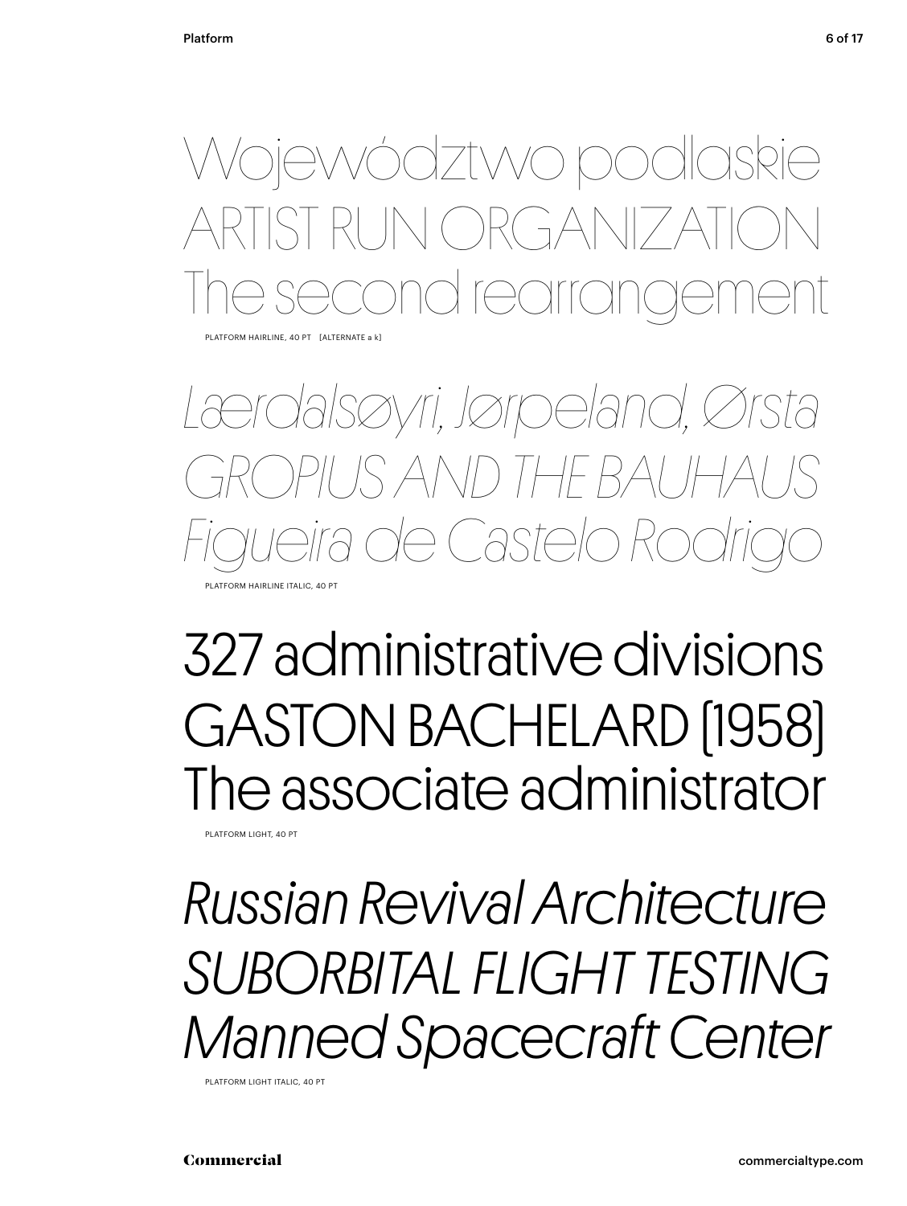Województwo podlaskie
ARTIST RUN ORGANIZATION
The second rearrangement

PLATFORM HAIRLINE, 40 PT [ALTERNATE a k]

*Lærdalsøyri, Jørpeland, Ørsta*
*GROPIUS AND THE BAUHAUS*
*Figueira de Castelo Rodrigo*

PLATFORM HAIRLINE ITALIC, 40 PT

327 administrative divisions
GASTON BACHELARD [1958]
The associate administrator

PLATFORM LIGHT, 40 PT

*Russian Revival Architecture*
*SUBORBITAL FLIGHT TESTING*
*Manned Spacecraft Center*

PLATFORM LIGHT ITALIC, 40 PT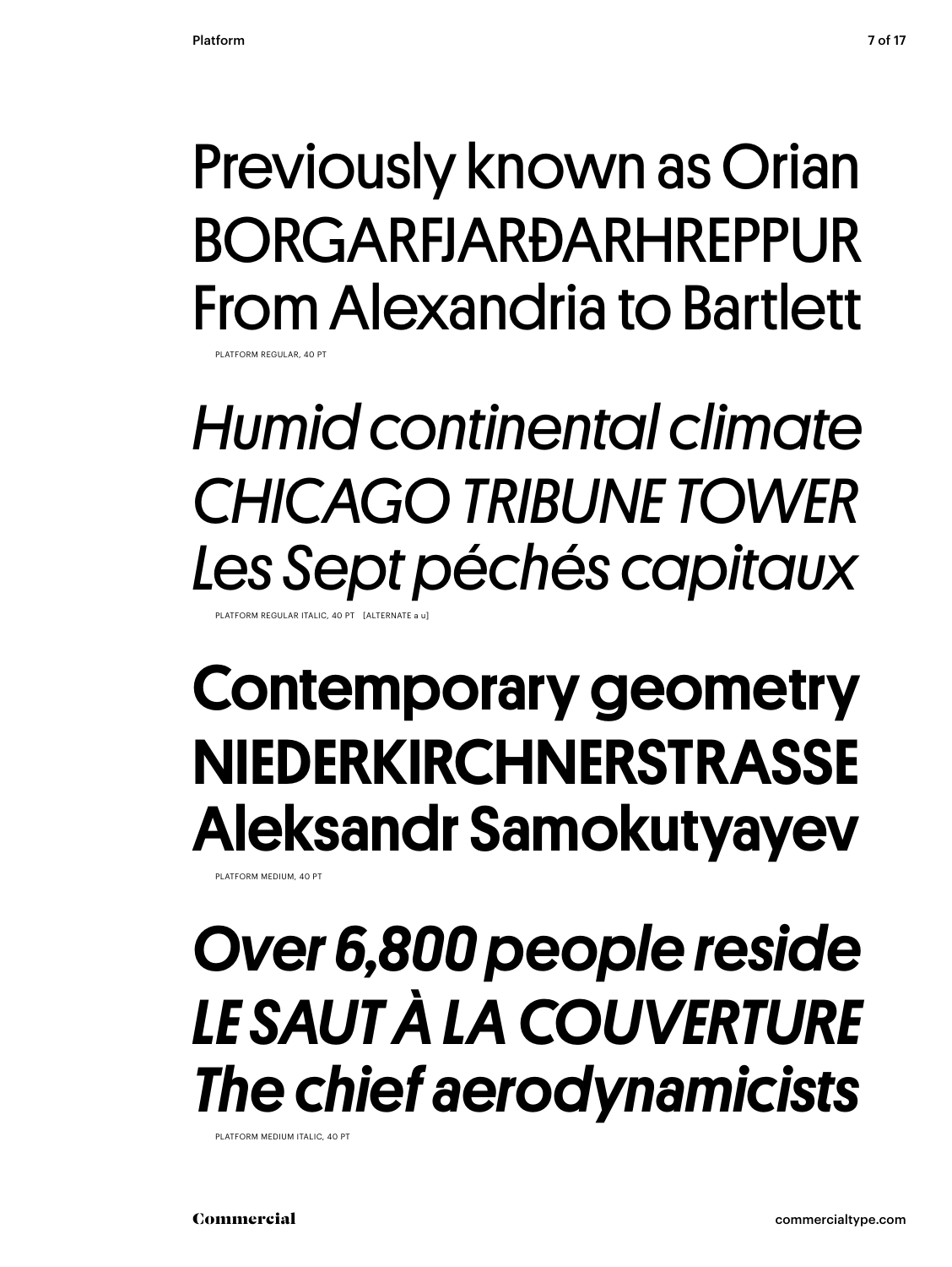Previously known as Orian
BORGARFJARÐARHREPPUR
From Alexandria to Bartlett

PLATFORM REGULAR, 40 PT

*Humid continental climate*
*CHICAGO TRIBUNE TOWER*
*Les Sept péchés capitaux*

PLATFORM REGULAR ITALIC, 40 PT [ALTERNATE a u]

**Contemporary geometry**
**NIEDERKIRCHNERSTRASSE**
**Aleksandr Samokutyayev**

PLATFORM MEDIUM, 40 PT

***Over 6,800 people reside***
***LE SAUT À LA COUVERTURE***
***The chief aerodynamicists***

PLATFORM MEDIUM ITALIC, 40 PT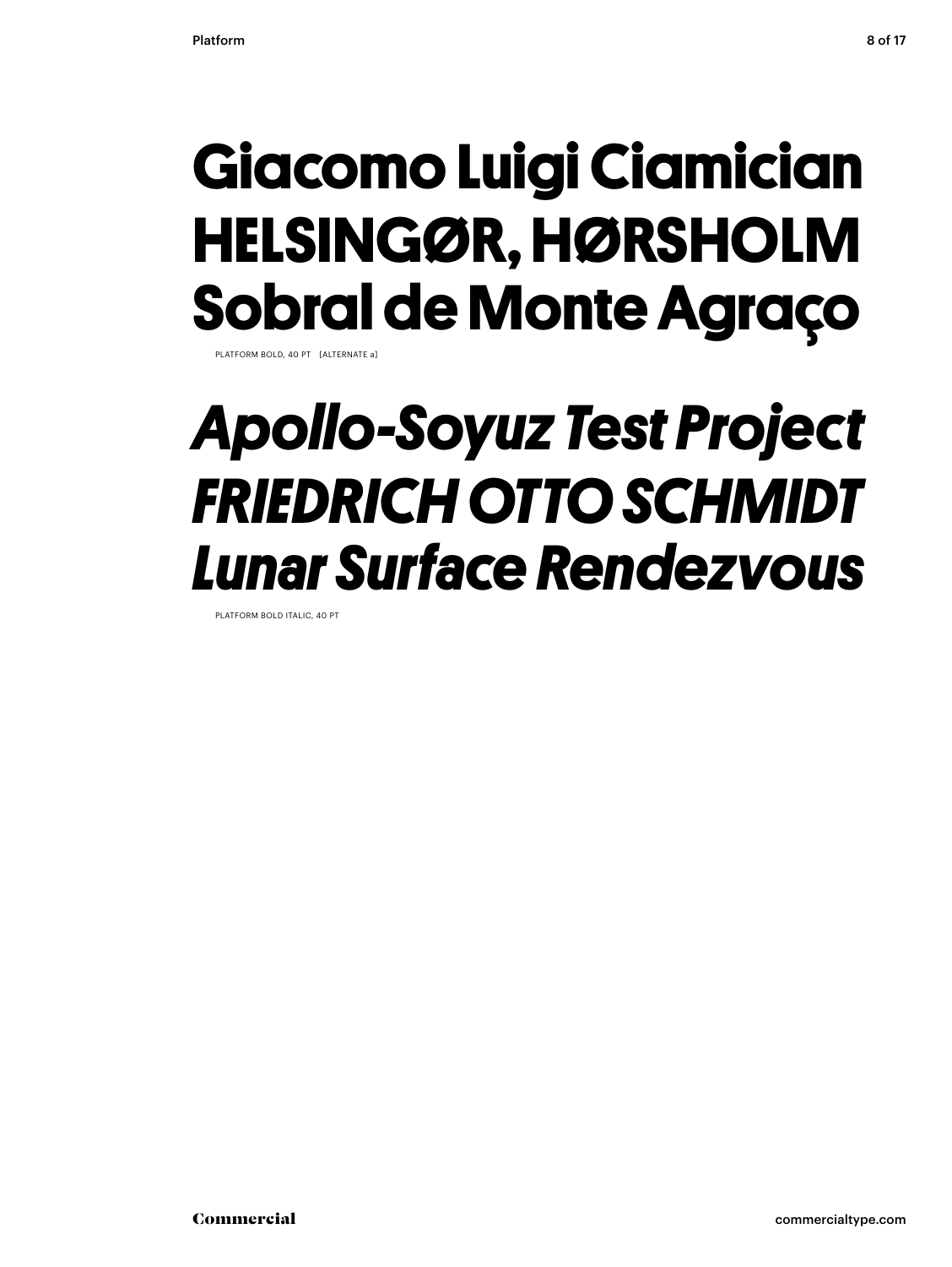**Giacomo Luigi Ciamician**
**HELSINGØR, HØRSHOLM**
**Sobral de Monte Agraço**

PLATFORM BOLD, 40 PT [ALTERNATE a]

***Apollo-Soyuz Test Project***
***FRIEDRICH OTTO SCHMIDT***
***Lunar Surface Rendezvous***

PLATFORM BOLD ITALIC, 40 PT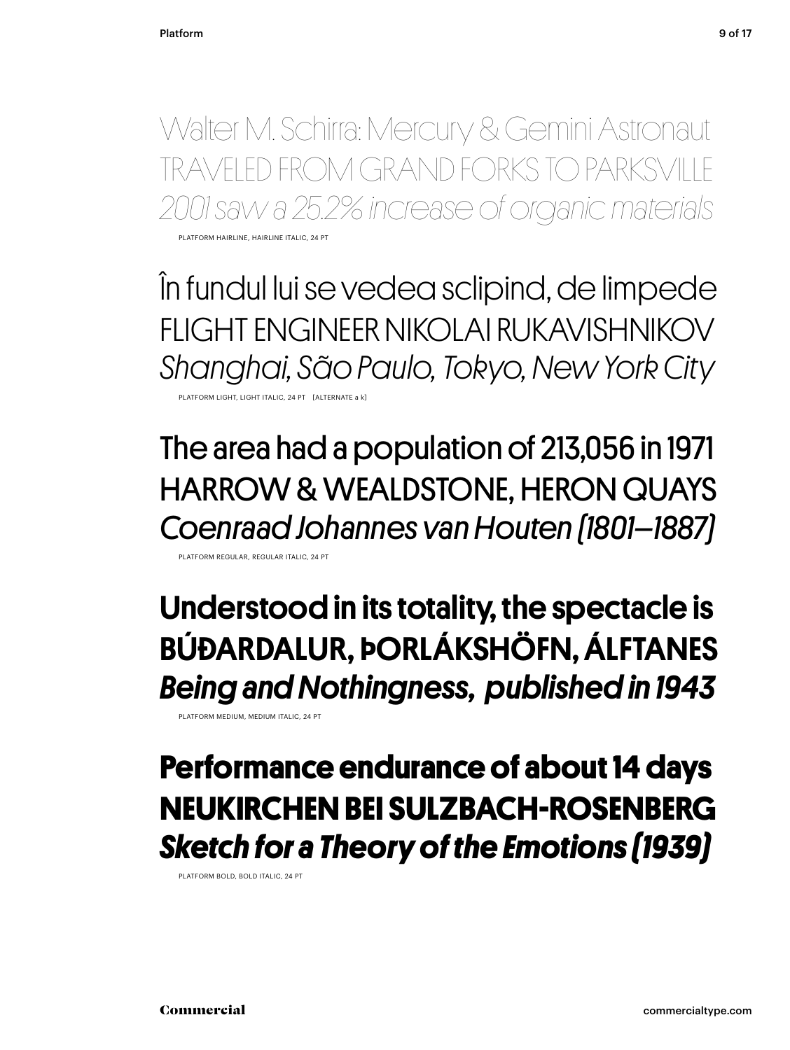Walter M. Schirra: Mercury & Gemini Astronaut
TRAVELED FROM GRAND FORKS TO PARKSVILLE
*2001 saw a 25.2% increase of organic materials*

PLATFORM HAIRLINE, HAIRLINE ITALIC, 24 PT

În fundul lui se vedea sclipind, de limpede
FLIGHT ENGINEER NIKOLAI RUKAVISHNIKOV
*Shanghai, São Paulo, Tokyo, New York City*

PLATFORM LIGHT, LIGHT ITALIC, 24 PT [ALTERNATE a k]

The area had a population of 213,056 in 1971
HARROW & WEALDSTONE, HERON QUAYS
*Coenraad Johannes van Houten [1801–1887]*

PLATFORM REGULAR, REGULAR ITALIC, 24 PT

**Understood in its totality, the spectacle is**
**BÚÐARDALUR, ÞORLÁKSHÖFN, ÁLFTANES**
***Being and Nothingness, published in 1943***

PLATFORM MEDIUM, MEDIUM ITALIC, 24 PT

**Performance endurance of about 14 days**
**NEUKIRCHEN BEI SULZBACH-ROSENBERG**
***Sketch for a Theory of the Emotions [1939]***

PLATFORM BOLD, BOLD ITALIC, 24 PT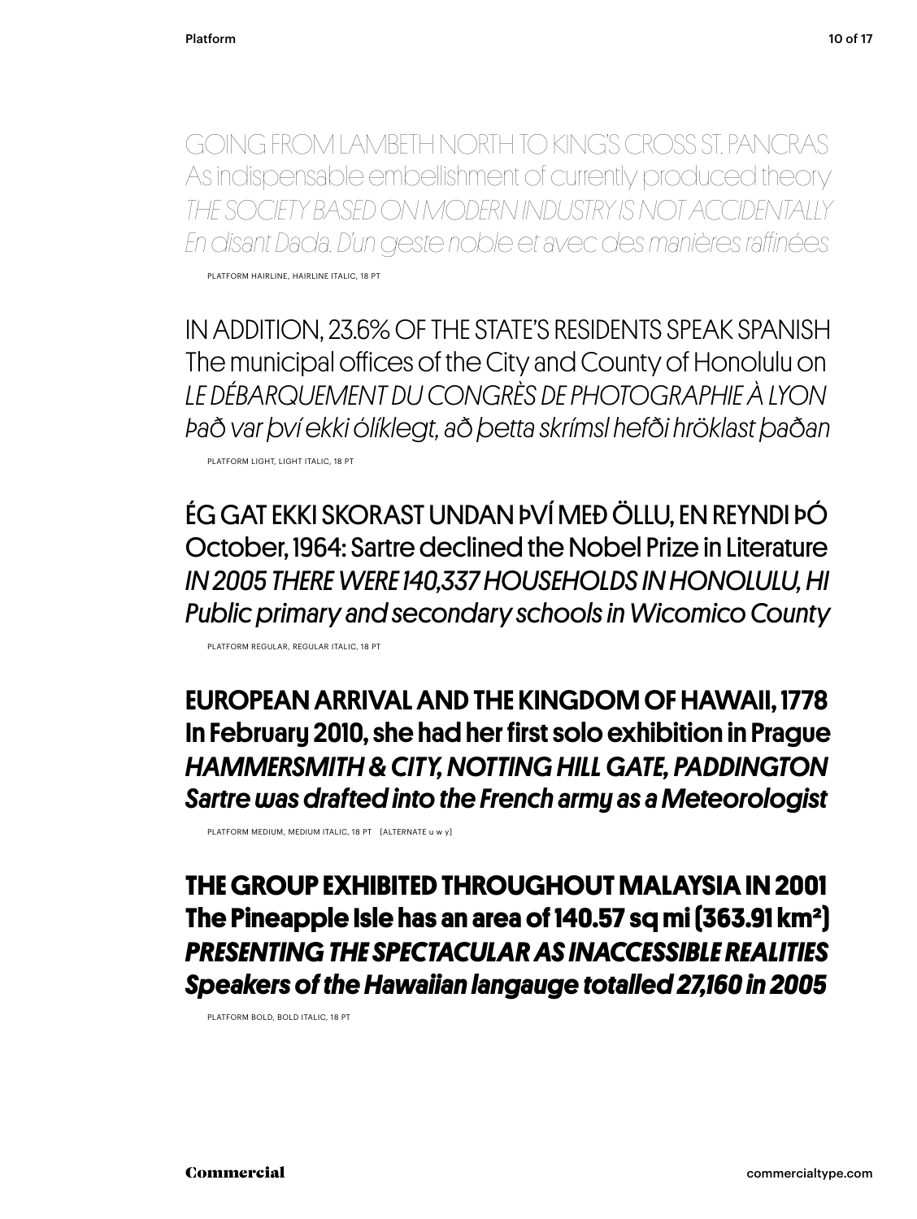GOING FROM LAMBETH NORTH TO KING'S CROSS ST. PANCRAS
As indispensable embellishment of currently produced theory
*THE SOCIETY BASED ON MODERN INDUSTRY IS NOT ACCIDENTALLY*
*En disant Dada. D'un geste noble et avec des manières raffinées*

PLATFORM HAIRLINE, HAIRLINE ITALIC, 18 PT

IN ADDITION, 23.6% OF THE STATE'S RESIDENTS SPEAK SPANISH
The municipal offices of the City and County of Honolulu on
*LE DÉBARQUEMENT DU CONGRÈS DE PHOTOGRAPHIE À LYON*
*Það var því ekki ólíklegt, að þetta skrímsl hefði hröklast þaðan*

PLATFORM LIGHT, LIGHT ITALIC, 18 PT

ÉG GAT EKKI SKORAST UNDAN ÞVÍ MEÐ ÖLLU, EN REYNDI ÞÓ
October, 1964: Sartre declined the Nobel Prize in Literature
*IN 2005 THERE WERE 140,337 HOUSEHOLDS IN HONOLULU, HI*
*Public primary and secondary schools in Wicomico County*

PLATFORM REGULAR, REGULAR ITALIC, 18 PT

**EUROPEAN ARRIVAL AND THE KINGDOM OF HAWAII, 1778**
**In February 2010, she had her first solo exhibition in Prague**
***HAMMERSMITH & CITY, NOTTING HILL GATE, PADDINGTON***
***Sartre was drafted into the French army as a Meteorologist***

PLATFORM MEDIUM, MEDIUM ITALIC, 18 PT [ALTERNATE u w y]

**THE GROUP EXHIBITED THROUGHOUT MALAYSIA IN 2001**
**The Pineapple Isle has an area of 140.57 sq mi (363.91 km²)**
***PRESENTING THE SPECTACULAR AS INACCESSIBLE REALITIES***
***Speakers of the Hawaiian langauge totalled 27,160 in 2005***

PLATFORM BOLD, BOLD ITALIC, 18 PT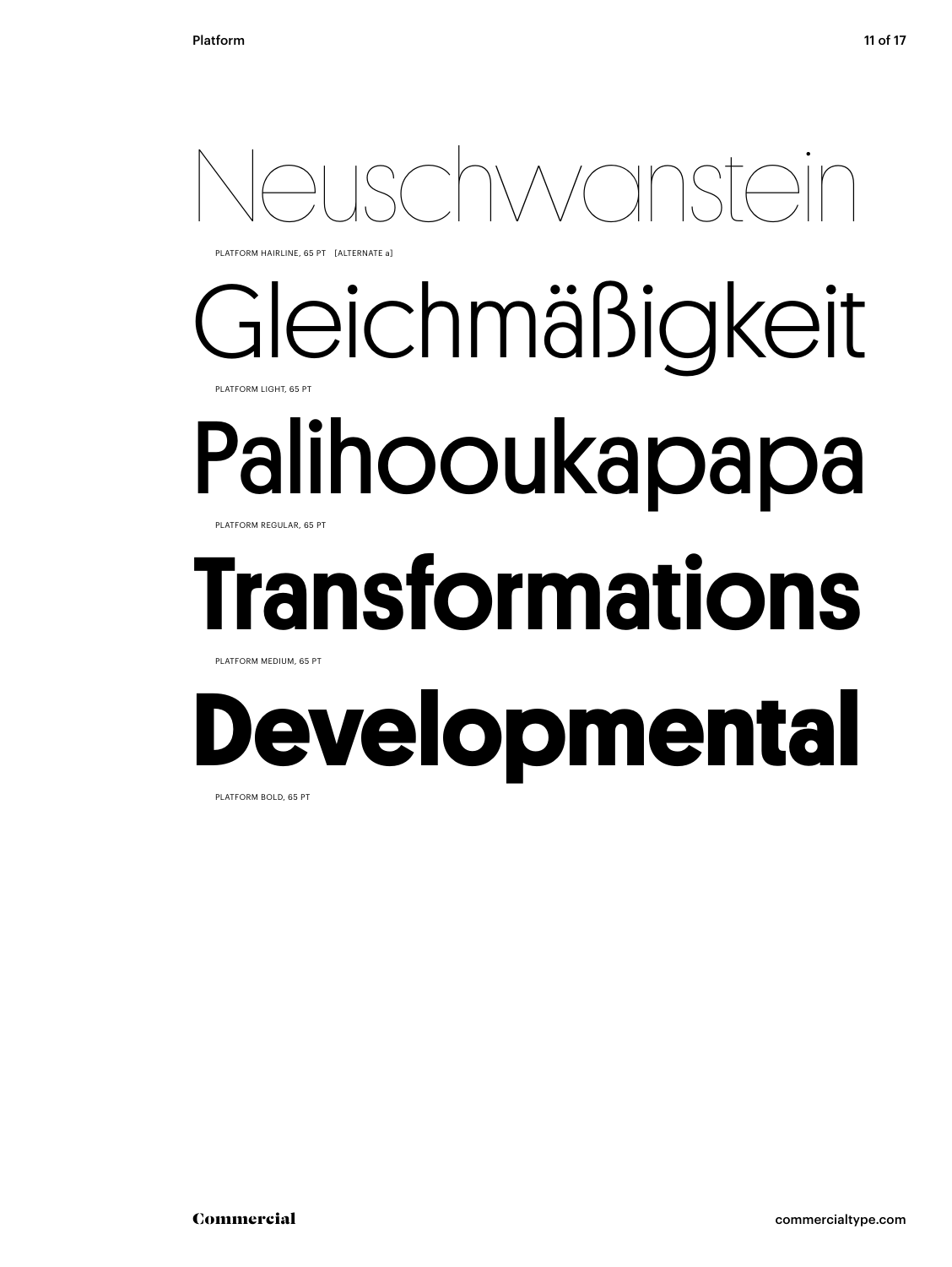Neuschwanstein

PLATFORM HAIRLINE, 65 PT [ALTERNATE a]

Gleichmäßigkeit

PLATFORM LIGHT, 65 PT

Palihooukapapa

PLATFORM REGULAR, 65 PT

**Transformations**

PLATFORM MEDIUM, 65 PT

**Developmental**

PLATFORM BOLD, 65 PT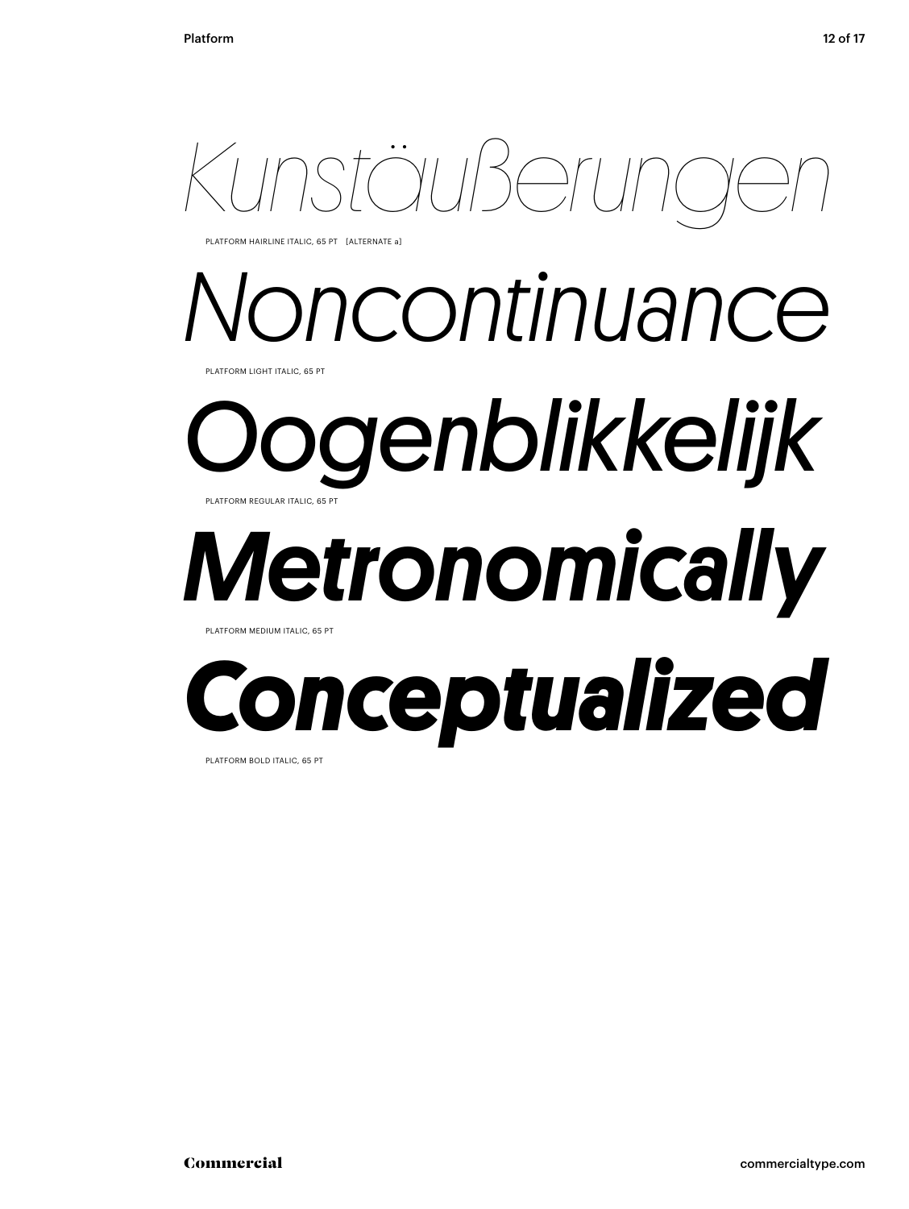*Kunstäußerungen*

PLATFORM HAIRLINE ITALIC, 65 PT [ALTERNATE a]

*Noncontinuance*

PLATFORM LIGHT ITALIC, 65 PT

*Oogenblikkelijk*

PLATFORM REGULAR ITALIC, 65 PT

***Metronomically***

PLATFORM MEDIUM ITALIC, 65 PT

***Conceptualized***

PLATFORM BOLD ITALIC, 65 PT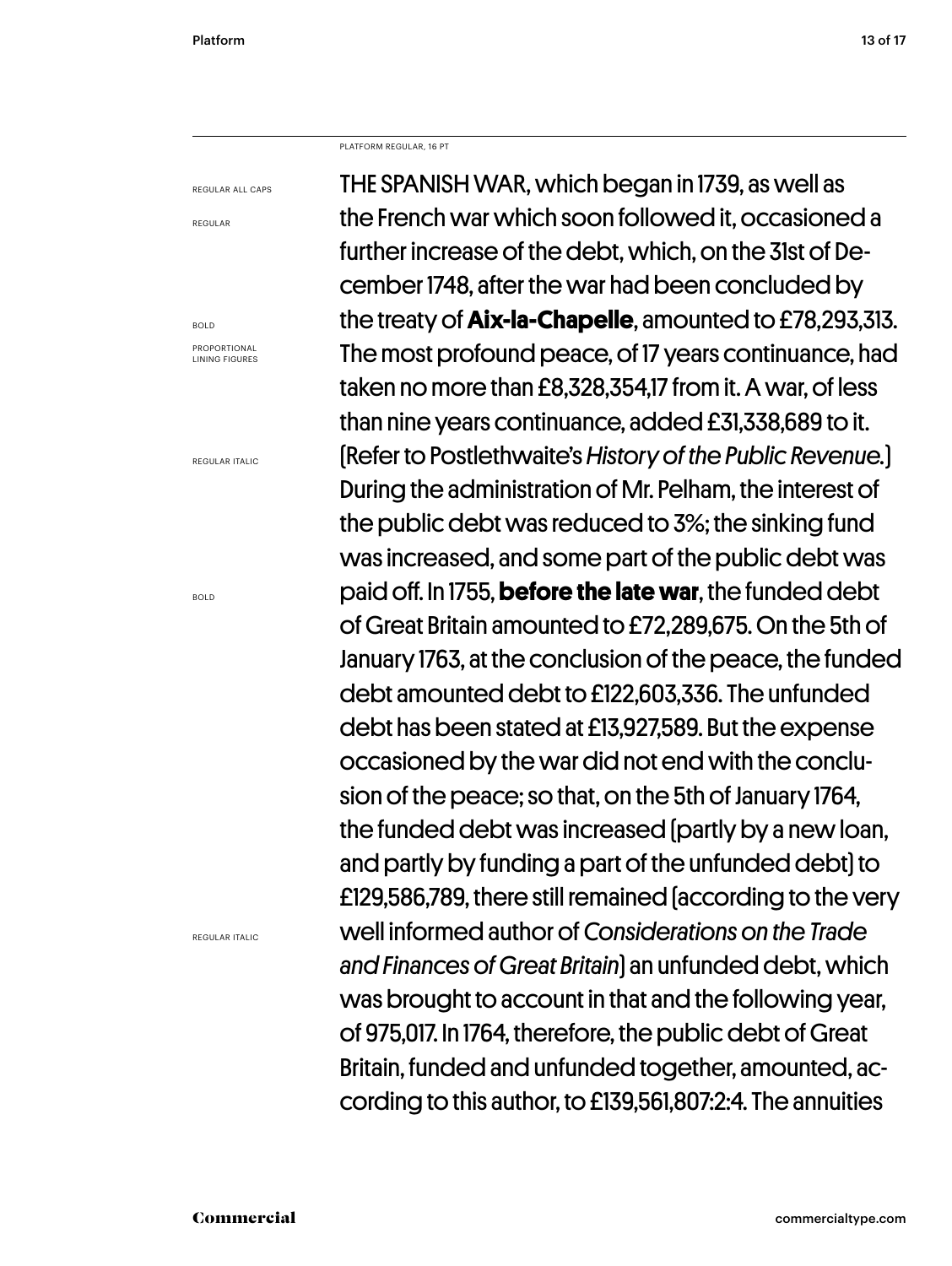PLATFORM REGULAR, 16 PT

REGULAR ALL CAPS

REGULAR

BOLD

PROPORTIONAL LINING FIGURES

REGULAR ITALIC

BOLD

REGULAR ITALIC

THE SPANISH WAR, which began in 1739, as well as the French war which soon followed it, occasioned a further increase of the debt, which, on the 31st of December 1748, after the war had been concluded by the treaty of **Aix-la-Chapelle**, amounted to £78,293,313. The most profound peace, of 17 years continuance, had taken no more than £8,328,354,17 from it. A war, of less than nine years continuance, added £31,338,689 to it. (Refer to Postlethwaite's *History of the Public Revenue*.) During the administration of Mr. Pelham, the interest of the public debt was reduced to 3%; the sinking fund was increased, and some part of the public debt was paid off. In 1755, **before the late war**, the funded debt of Great Britain amounted to £72,289,675. On the 5th of January 1763, at the conclusion of the peace, the funded debt amounted debt to £122,603,336. The unfunded debt has been stated at £13,927,589. But the expense occasioned by the war did not end with the conclusion of the peace; so that, on the 5th of January 1764, the funded debt was increased (partly by a new loan, and partly by funding a part of the unfunded debt) to £129,586,789, there still remained (according to the very well informed author of *Considerations on the Trade and Finances of Great Britain*) an unfunded debt, which was brought to account in that and the following year, of 975,017. In 1764, therefore, the public debt of Great Britain, funded and unfunded together, amounted, according to this author, to £139,561,807:2:4. The annuities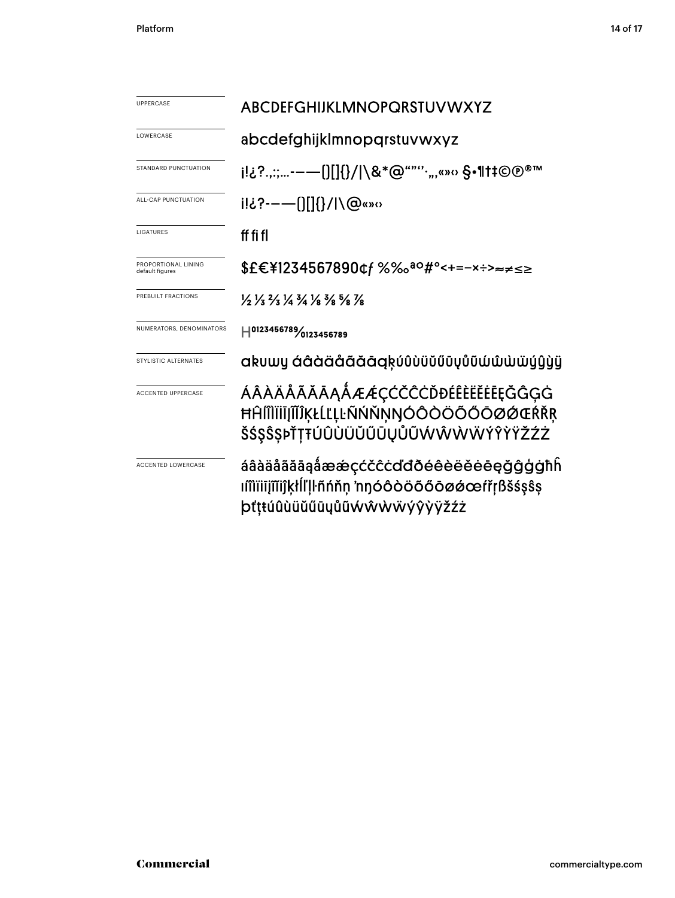| | |
|---|---|
| UPPERCASE | ABCDEFGHIJKLMNOPQRSTUVWXYZ |
| LOWERCASE | abcdefghijklmnopqrstuvwxyz |
| STANDARD PUNCTUATION | ¡!¿?.,:;...-–—()[]{}/\|\&*@"”‘’·„‚«»‹› §•¶†‡©℗®™ |
| ALL-CAP PUNCTUATION | ¡!¿?-–—()[]{}/\|\@«»‹› |
| LIGATURES | ff fi fl |
| PROPORTIONAL LINING default figures | $£€¥1234567890¢ƒ %‰ªº#°<+=−×÷>≈≠≤≥ |
| PREBUILT FRACTIONS | ½ ⅓ ⅔ ¼ ¾ ⅛ ⅜ ⅝ ⅞ |
| NUMERATORS, DENOMINATORS | H0123456789/0123456789 |
| STYLISTIC ALTERNATES | akuwy áâàäåãăāąķúûùüŭűūųůũẃŵẁẅýŷỳÿ |
| ACCENTED UPPERCASE | ÁÂÀÄÅÃĂĀĄǺÆǼÇĆČĈĊĎĐÉÊÈËĚĖĒĘĞĜĢĠ ĦĤÍÎÌÏĪĮĨĬĴĶŁĹĽĻĿÑŃŇŅŊÓÔÒÖÕŐŌØǾŒŔŘŖ ŠŚŞŜȘÞŤŢŦÚÛÙÜŬŰŪŲŮŨẂŴẀẄÝŶỲŸŽŹŻ |
| ACCENTED LOWERCASE | áâàäåãăāąǻæǽçćčĉċďđðéêèëěėēęğĝģġħĥ ıíîìïīįĩĭĵķłĺľļŀñńňņ ŉŋóôòöõőōøǿœŕřŗßšśşŝș þťţŧúûùüŭűūųůũẃŵẁẅýŷỳÿžźż |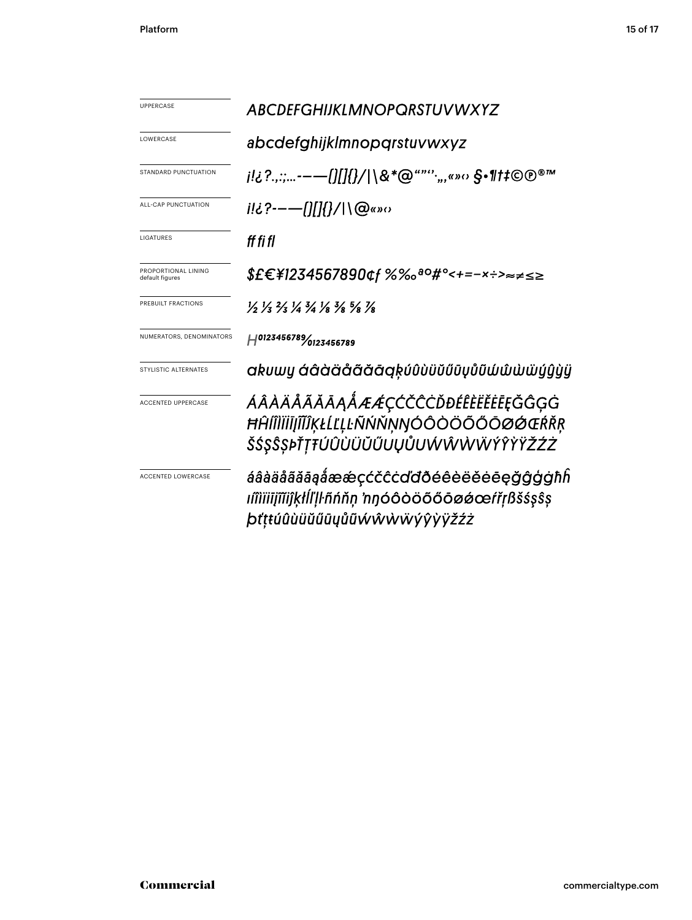| | |
|---|---|
| UPPERCASE | *ABCDEFGHIJKLMNOPQRSTUVWXYZ* |
| LOWERCASE | *abcdefghijklmnopqrstuvwxyz* |
| STANDARD PUNCTUATION | *¡!¿?.,:;...-–—()[]{}/\|\&*@“”‘’·„,«»‹› §•¶†‡©℗®™* |
| ALL-CAP PUNCTUATION | *¡!¿?-–—()[]{}/\|\@«»‹›* |
| LIGATURES | *ff fi fl* |
| PROPORTIONAL LINING default figures | *$£€¥1234567890¢ƒ%‰ªº#°<+=−×÷>≈≠≤≥* |
| PREBUILT FRACTIONS | *½ ⅓ ⅔ ¼ ¾ ⅛ ⅜ ⅝ ⅞* |
| NUMERATORS, DENOMINATORS | *H0123456789⁄0123456789* |
| STYLISTIC ALTERNATES | *akuwy áâàäåãăāąķúûùüŭűūųůũẃŵẁẅýŷỳÿ* |
| ACCENTED UPPERCASE | *ÁÂÀÄÅÃĂĀĄǺÆǼÇĆČĈĊĎĐÉÊÈËĚĖĒĘĞĜĢĠĦĤÍÎÌÏĪĮĨĬĴĶŁĹĽĻĿÑŃŇŅŊÓÔÒÖÕŐŌØǾŒŔŘŖŠŚŞŜȘÞŤŢŦÚÛÙÜŬŰŪŲŮŨẂŴẀẄÝŶỲŸŽŹŻ* |
| ACCENTED LOWERCASE | *áâàäåãăāąǻæǽçćčĉċďđðéêèëěėēęğĝģġħĥıíîìïīįĩĭȷķłĺľļŀñńňņŉŋóôòöõőōøǿœŕřŗßšśşŝșþťţŧúûùüŭűūųůũẃŵẁẅýŷỳÿžźż* |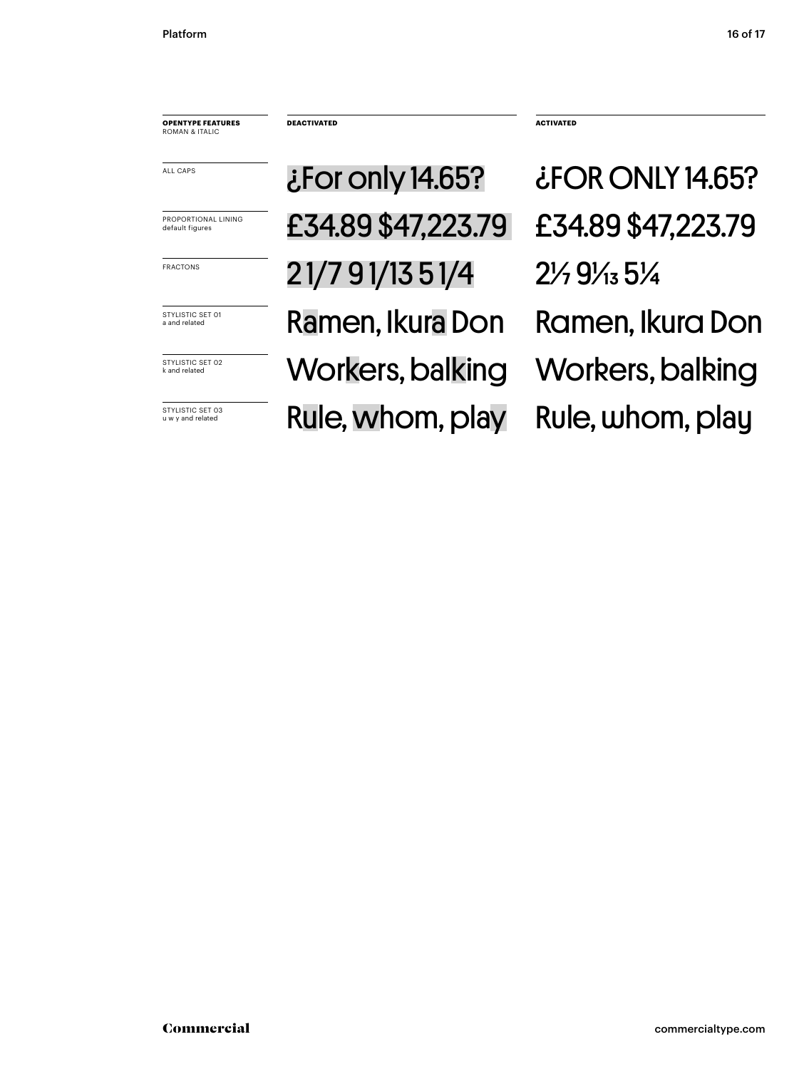| OPENTYPE FEATURES<br>ROMAN & ITALIC | DEACTIVATED | ACTIVATED |
|---|---|---|
| ALL CAPS | ¿For only 14.65? | ¿FOR ONLY 14.65? |
| PROPORTIONAL LINING<br>default figures | £34.89 $47,223.79 | £34.89 $47,223.79 |
| FRACTONS | 2 1/7 9 1/13 5 1/4 | 2⅐ 9¹⁄₁₃ 5¼ |
| STYLISTIC SET 01<br>a and related | Ramen, Ikura Don | Ramen, Ikura Don |
| STYLISTIC SET 02<br>k and related | Workers, balking | Workers, balking |
| STYLISTIC SET 03<br>u w y and related | Rule, whom, play | Rule, whom, play |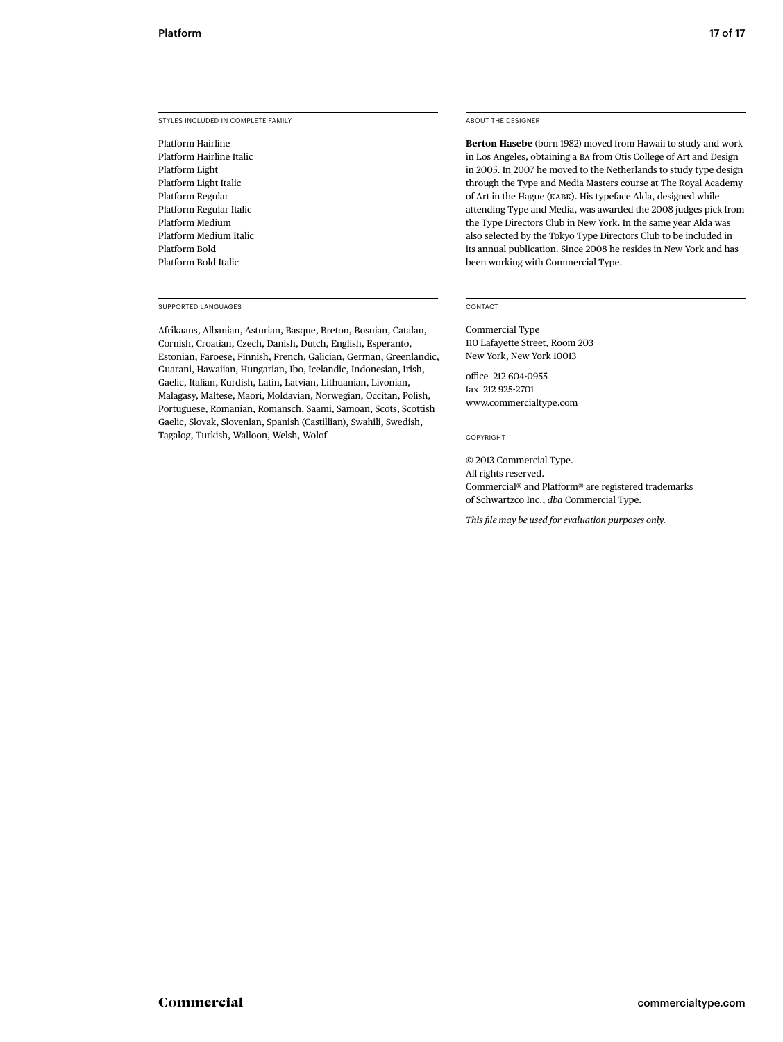## STYLES INCLUDED IN COMPLETE FAMILY

Platform Hairline
Platform Hairline Italic
Platform Light
Platform Light Italic
Platform Regular
Platform Regular Italic
Platform Medium
Platform Medium Italic
Platform Bold
Platform Bold Italic

## SUPPORTED LANGUAGES

Afrikaans, Albanian, Asturian, Basque, Breton, Bosnian, Catalan, Cornish, Croatian, Czech, Danish, Dutch, English, Esperanto, Estonian, Faroese, Finnish, French, Galician, German, Greenlandic, Guarani, Hawaiian, Hungarian, Ibo, Icelandic, Indonesian, Irish, Gaelic, Italian, Kurdish, Latin, Latvian, Lithuanian, Livonian, Malagasy, Maltese, Maori, Moldavian, Norwegian, Occitan, Polish, Portuguese, Romanian, Romansch, Saami, Samoan, Scots, Scottish Gaelic, Slovak, Slovenian, Spanish (Castillian), Swahili, Swedish, Tagalog, Turkish, Walloon, Welsh, Wolof

## ABOUT THE DESIGNER

**Berton Hasebe** (born 1982) moved from Hawaii to study and work in Los Angeles, obtaining a BA from Otis College of Art and Design in 2005. In 2007 he moved to the Netherlands to study type design through the Type and Media Masters course at The Royal Academy of Art in the Hague (KABK). His typeface Alda, designed while attending Type and Media, was awarded the 2008 judges pick from the Type Directors Club in New York. In the same year Alda was also selected by the Tokyo Type Directors Club to be included in its annual publication. Since 2008 he resides in New York and has been working with Commercial Type.

## CONTACT

Commercial Type
110 Lafayette Street, Room 203
New York, New York 10013

office 212 604-0955
fax 212 925-2701
www.commercialtype.com

## COPYRIGHT

© 2013 Commercial Type.
All rights reserved.
Commercial® and Platform® are registered trademarks of Schwartzco Inc., *dba* Commercial Type.

*This file may be used for evaluation purposes only.*